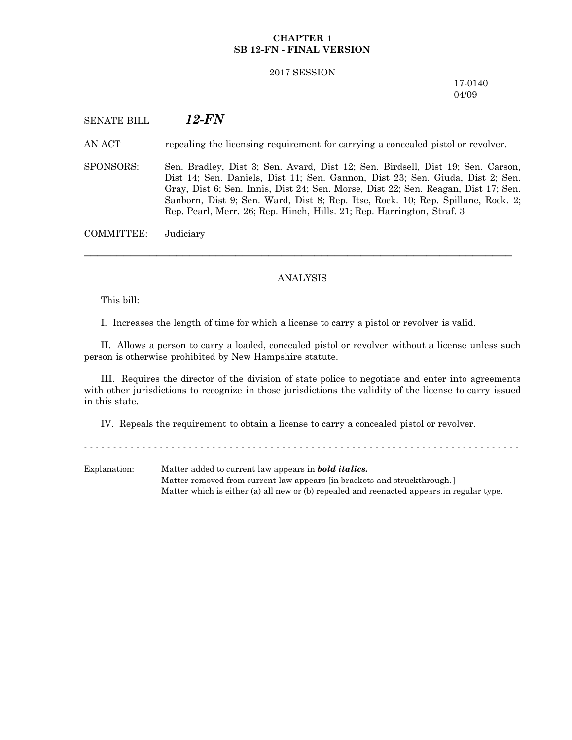**CHAPTER 1**
**SB 12-FN - FINAL VERSION**

2017 SESSION

17-0140
04/09

SENATE BILL ***12-FN***

AN ACT repealing the licensing requirement for carrying a concealed pistol or revolver.

SPONSORS: Sen. Bradley, Dist 3; Sen. Avard, Dist 12; Sen. Birdsell, Dist 19; Sen. Carson, Dist 14; Sen. Daniels, Dist 11; Sen. Gannon, Dist 23; Sen. Giuda, Dist 2; Sen. Gray, Dist 6; Sen. Innis, Dist 24; Sen. Morse, Dist 22; Sen. Reagan, Dist 17; Sen. Sanborn, Dist 9; Sen. Ward, Dist 8; Rep. Itse, Rock. 10; Rep. Spillane, Rock. 2; Rep. Pearl, Merr. 26; Rep. Hinch, Hills. 21; Rep. Harrington, Straf. 3

COMMITTEE: Judiciary

---

ANALYSIS

This bill:

I. Increases the length of time for which a license to carry a pistol or revolver is valid.

II. Allows a person to carry a loaded, concealed pistol or revolver without a license unless such person is otherwise prohibited by New Hampshire statute.

III. Requires the director of the division of state police to negotiate and enter into agreements with other jurisdictions to recognize in those jurisdictions the validity of the license to carry issued in this state.

IV. Repeals the requirement to obtain a license to carry a concealed pistol or revolver.

- - - - - - - - - - - - - - - - - - - - - - - - - - - - - - - - - - - - - - - - - - - - - - - - - - - - - - - - - - -

Explanation: Matter added to current law appears in ***bold italics.***
Matter removed from current law appears [~~in brackets and struckthrough.~~]
Matter which is either (a) all new or (b) repealed and reenacted appears in regular type.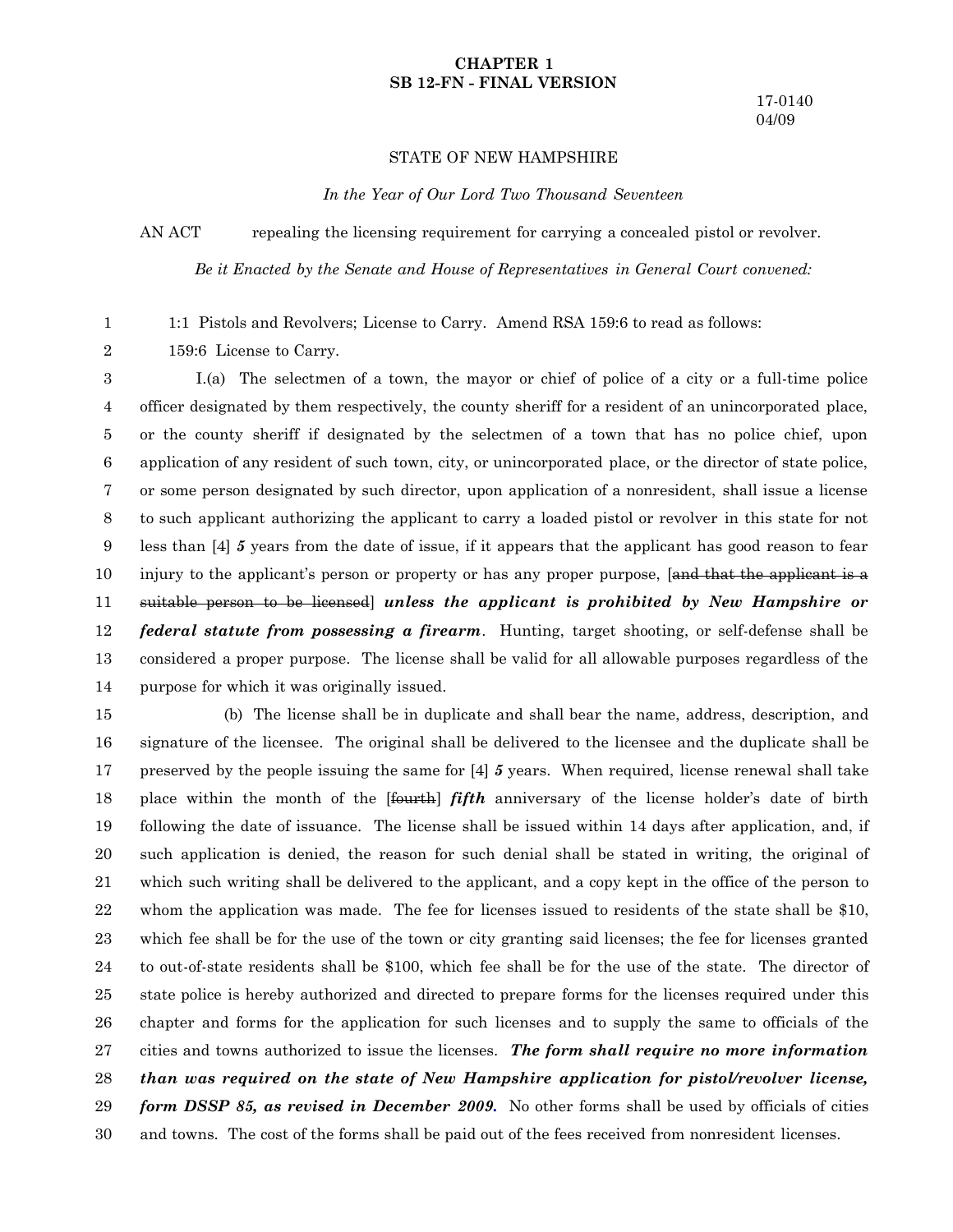**CHAPTER 1**
**SB 12-FN - FINAL VERSION**

17-0140
04/09

STATE OF NEW HAMPSHIRE

*In the Year of Our Lord Two Thousand Seventeen*

AN ACT repealing the licensing requirement for carrying a concealed pistol or revolver.

*Be it Enacted by the Senate and House of Representatives in General Court convened:*

1:1 Pistols and Revolvers; License to Carry. Amend RSA 159:6 to read as follows:

159:6 License to Carry.

I.(a) The selectmen of a town, the mayor or chief of police of a city or a full-time police officer designated by them respectively, the county sheriff for a resident of an unincorporated place, or the county sheriff if designated by the selectmen of a town that has no police chief, upon application of any resident of such town, city, or unincorporated place, or the director of state police, or some person designated by such director, upon application of a nonresident, shall issue a license to such applicant authorizing the applicant to carry a loaded pistol or revolver in this state for not less than [4] ***5*** years from the date of issue, if it appears that the applicant has good reason to fear injury to the applicant's person or property or has any proper purpose, [~~and that the applicant is a suitable person to be licensed~~] ***unless the applicant is prohibited by New Hampshire or federal statute from possessing a firearm***. Hunting, target shooting, or self-defense shall be considered a proper purpose. The license shall be valid for all allowable purposes regardless of the purpose for which it was originally issued.

(b) The license shall be in duplicate and shall bear the name, address, description, and signature of the licensee. The original shall be delivered to the licensee and the duplicate shall be preserved by the people issuing the same for [4] ***5*** years. When required, license renewal shall take place within the month of the [~~fourth~~] ***fifth*** anniversary of the license holder's date of birth following the date of issuance. The license shall be issued within 14 days after application, and, if such application is denied, the reason for such denial shall be stated in writing, the original of which such writing shall be delivered to the applicant, and a copy kept in the office of the person to whom the application was made. The fee for licenses issued to residents of the state shall be $10, which fee shall be for the use of the town or city granting said licenses; the fee for licenses granted to out-of-state residents shall be $100, which fee shall be for the use of the state. The director of state police is hereby authorized and directed to prepare forms for the licenses required under this chapter and forms for the application for such licenses and to supply the same to officials of the cities and towns authorized to issue the licenses. ***The form shall require no more information than was required on the state of New Hampshire application for pistol/revolver license, form DSSP 85, as revised in December 2009.*** No other forms shall be used by officials of cities and towns. The cost of the forms shall be paid out of the fees received from nonresident licenses.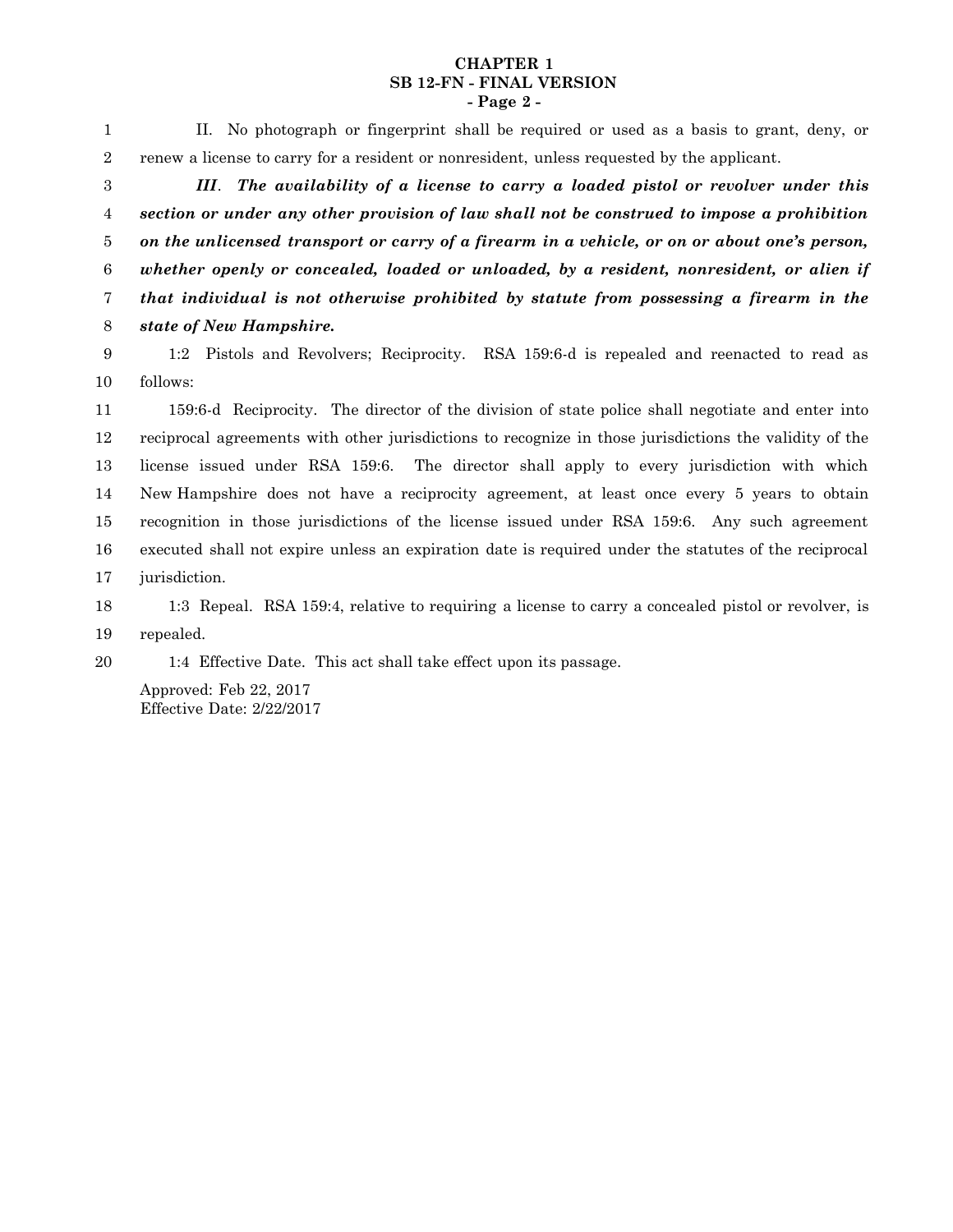II. No photograph or fingerprint shall be required or used as a basis to grant, deny, or renew a license to carry for a resident or nonresident, unless requested by the applicant.

***III. The availability of a license to carry a loaded pistol or revolver under this section or under any other provision of law shall not be construed to impose a prohibition on the unlicensed transport or carry of a firearm in a vehicle, or on or about one's person, whether openly or concealed, loaded or unloaded, by a resident, nonresident, or alien if that individual is not otherwise prohibited by statute from possessing a firearm in the state of New Hampshire.***

1:2 Pistols and Revolvers; Reciprocity. RSA 159:6-d is repealed and reenacted to read as follows:

159:6-d Reciprocity. The director of the division of state police shall negotiate and enter into reciprocal agreements with other jurisdictions to recognize in those jurisdictions the validity of the license issued under RSA 159:6. The director shall apply to every jurisdiction with which New Hampshire does not have a reciprocity agreement, at least once every 5 years to obtain recognition in those jurisdictions of the license issued under RSA 159:6. Any such agreement executed shall not expire unless an expiration date is required under the statutes of the reciprocal jurisdiction.

1:3 Repeal. RSA 159:4, relative to requiring a license to carry a concealed pistol or revolver, is repealed.

1:4 Effective Date. This act shall take effect upon its passage.

Approved: Feb 22, 2017
Effective Date: 2/22/2017